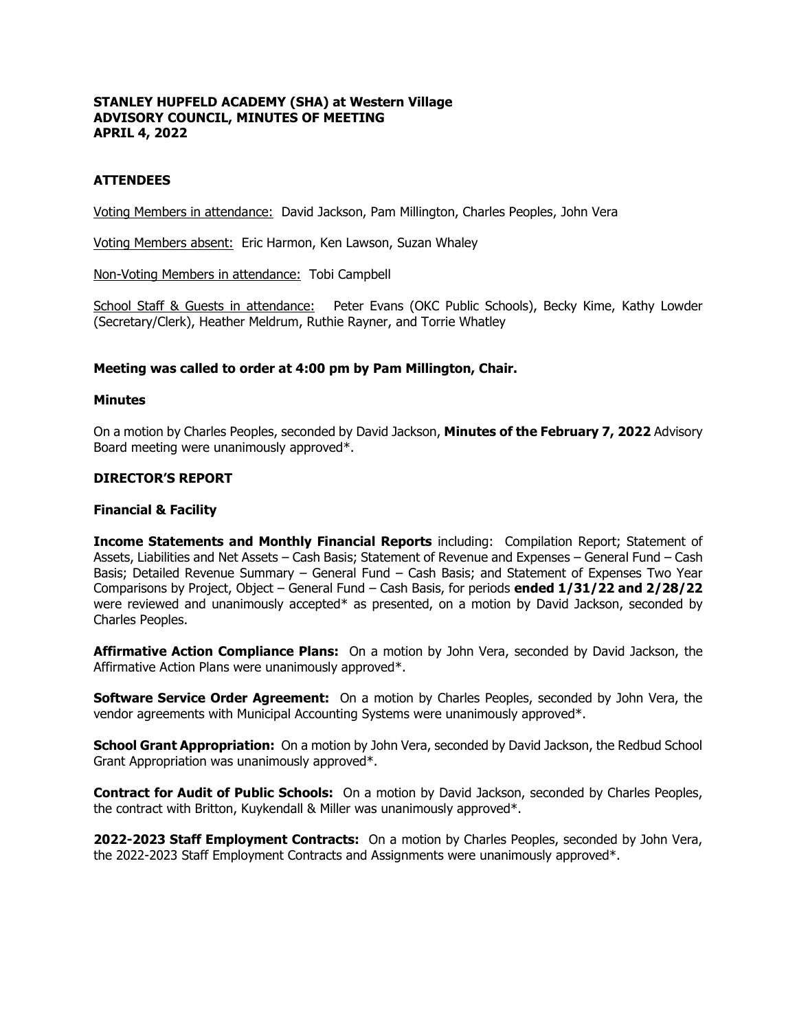**STANLEY HUPFELD ACADEMY (SHA) at Western Village**
**ADVISORY COUNCIL, MINUTES OF MEETING**
**APRIL 4, 2022**

## ATTENDEES

Voting Members in attendance: David Jackson, Pam Millington, Charles Peoples, John Vera

Voting Members absent: Eric Harmon, Ken Lawson, Suzan Whaley

Non-Voting Members in attendance: Tobi Campbell

School Staff & Guests in attendance: Peter Evans (OKC Public Schools), Becky Kime, Kathy Lowder (Secretary/Clerk), Heather Meldrum, Ruthie Rayner, and Torrie Whatley

**Meeting was called to order at 4:00 pm by Pam Millington, Chair.**

### Minutes

On a motion by Charles Peoples, seconded by David Jackson, **Minutes of the February 7, 2022** Advisory Board meeting were unanimously approved*.

## DIRECTOR'S REPORT

### Financial & Facility

**Income Statements and Monthly Financial Reports** including: Compilation Report; Statement of Assets, Liabilities and Net Assets – Cash Basis; Statement of Revenue and Expenses – General Fund – Cash Basis; Detailed Revenue Summary – General Fund – Cash Basis; and Statement of Expenses Two Year Comparisons by Project, Object – General Fund – Cash Basis, for periods **ended 1/31/22 and 2/28/22** were reviewed and unanimously accepted* as presented, on a motion by David Jackson, seconded by Charles Peoples.

**Affirmative Action Compliance Plans:** On a motion by John Vera, seconded by David Jackson, the Affirmative Action Plans were unanimously approved*.

**Software Service Order Agreement:** On a motion by Charles Peoples, seconded by John Vera, the vendor agreements with Municipal Accounting Systems were unanimously approved*.

**School Grant Appropriation:** On a motion by John Vera, seconded by David Jackson, the Redbud School Grant Appropriation was unanimously approved*.

**Contract for Audit of Public Schools:** On a motion by David Jackson, seconded by Charles Peoples, the contract with Britton, Kuykendall & Miller was unanimously approved*.

**2022-2023 Staff Employment Contracts:** On a motion by Charles Peoples, seconded by John Vera, the 2022-2023 Staff Employment Contracts and Assignments were unanimously approved*.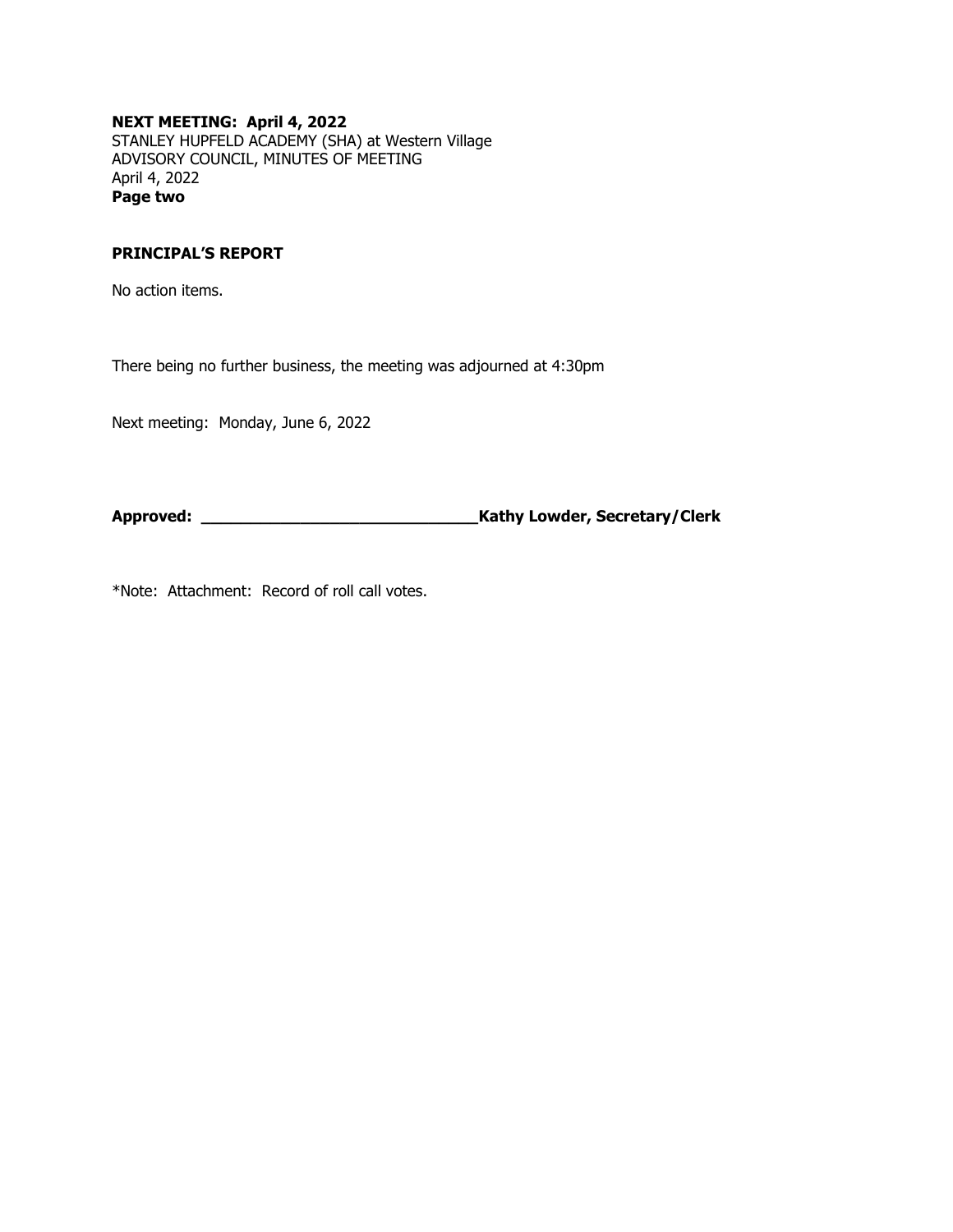**NEXT MEETING: April 4, 2022**
STANLEY HUPFELD ACADEMY (SHA) at Western Village
ADVISORY COUNCIL, MINUTES OF MEETING
April 4, 2022
**Page two**

**PRINCIPAL'S REPORT**

No action items.

There being no further business, the meeting was adjourned at 4:30pm

Next meeting: Monday, June 6, 2022

**Approved: ______________________________Kathy Lowder, Secretary/Clerk**

*Note: Attachment: Record of roll call votes.